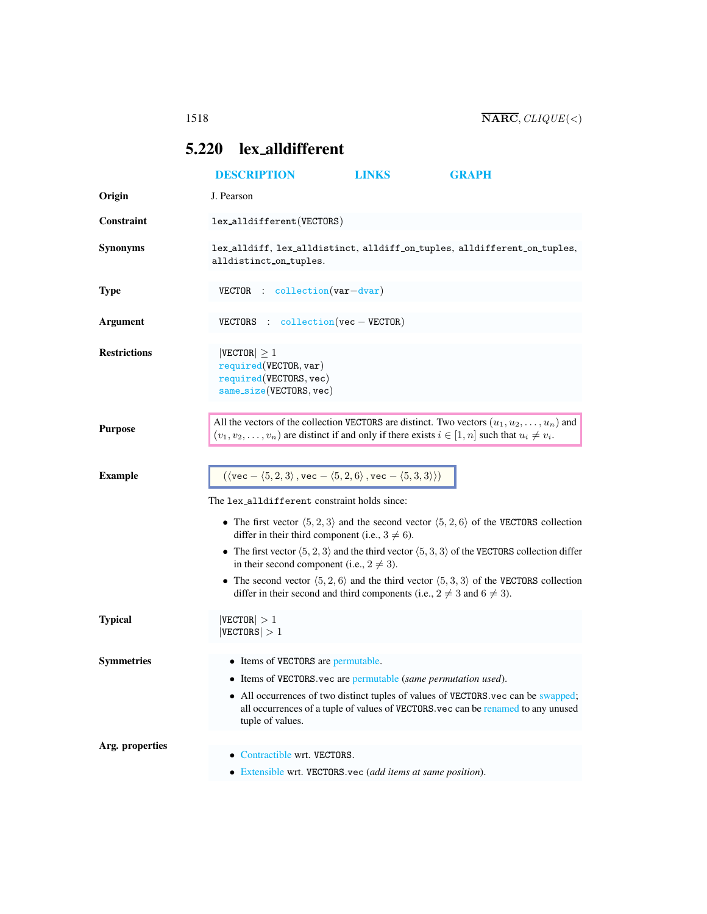## 5.220 lex_alldifferent

DESCRIPTION LINKS GRAPH

**Origin**

J. Pearson

**Constraint**

`lex_alldifferent(VECTORS)`

**Synonyms**

`lex_alldiff`, `lex_alldistinct`, `alldiff_on_tuples`, `alldifferent_on_tuples`, `alldistinct_on_tuples`.

**Type**

`VECTOR : collection(var−dvar)`

**Argument**

`VECTORS : collection(vec − VECTOR)`

**Restrictions**

$|\texttt{VECTOR}| \geq 1$
`required(VECTOR, var)`
`required(VECTORS, vec)`
`same_size(VECTORS, vec)`

**Purpose**

All the vectors of the collection `VECTORS` are distinct. Two vectors $(u_1, u_2, \ldots, u_n)$ and $(v_1, v_2, \ldots, v_n)$ are distinct if and only if there exists $i \in [1, n]$ such that $u_i \neq v_i$.

**Example**

$(\langle \texttt{vec} - \langle 5, 2, 3\rangle, \texttt{vec} - \langle 5, 2, 6\rangle, \texttt{vec} - \langle 5, 3, 3\rangle \rangle)$

The `lex_alldifferent` constraint holds since:

- The first vector $\langle 5, 2, 3\rangle$ and the second vector $\langle 5, 2, 6\rangle$ of the `VECTORS` collection differ in their third component (i.e., $3 \neq 6$).
- The first vector $\langle 5, 2, 3\rangle$ and the third vector $\langle 5, 3, 3\rangle$ of the `VECTORS` collection differ in their second component (i.e., $2 \neq 3$).
- The second vector $\langle 5, 2, 6\rangle$ and the third vector $\langle 5, 3, 3\rangle$ of the `VECTORS` collection differ in their second and third components (i.e., $2 \neq 3$ and $6 \neq 3$).

**Typical**

$|\texttt{VECTOR}| > 1$
$|\texttt{VECTORS}| > 1$

**Symmetries**

- Items of `VECTORS` are permutable.
- Items of `VECTORS.vec` are permutable (*same permutation used*).
- All occurrences of two distinct tuples of values of `VECTORS.vec` can be swapped; all occurrences of a tuple of values of `VECTORS.vec` can be renamed to any unused tuple of values.

**Arg. properties**

- Contractible wrt. `VECTORS`.
- Extensible wrt. `VECTORS.vec` (*add items at same position*).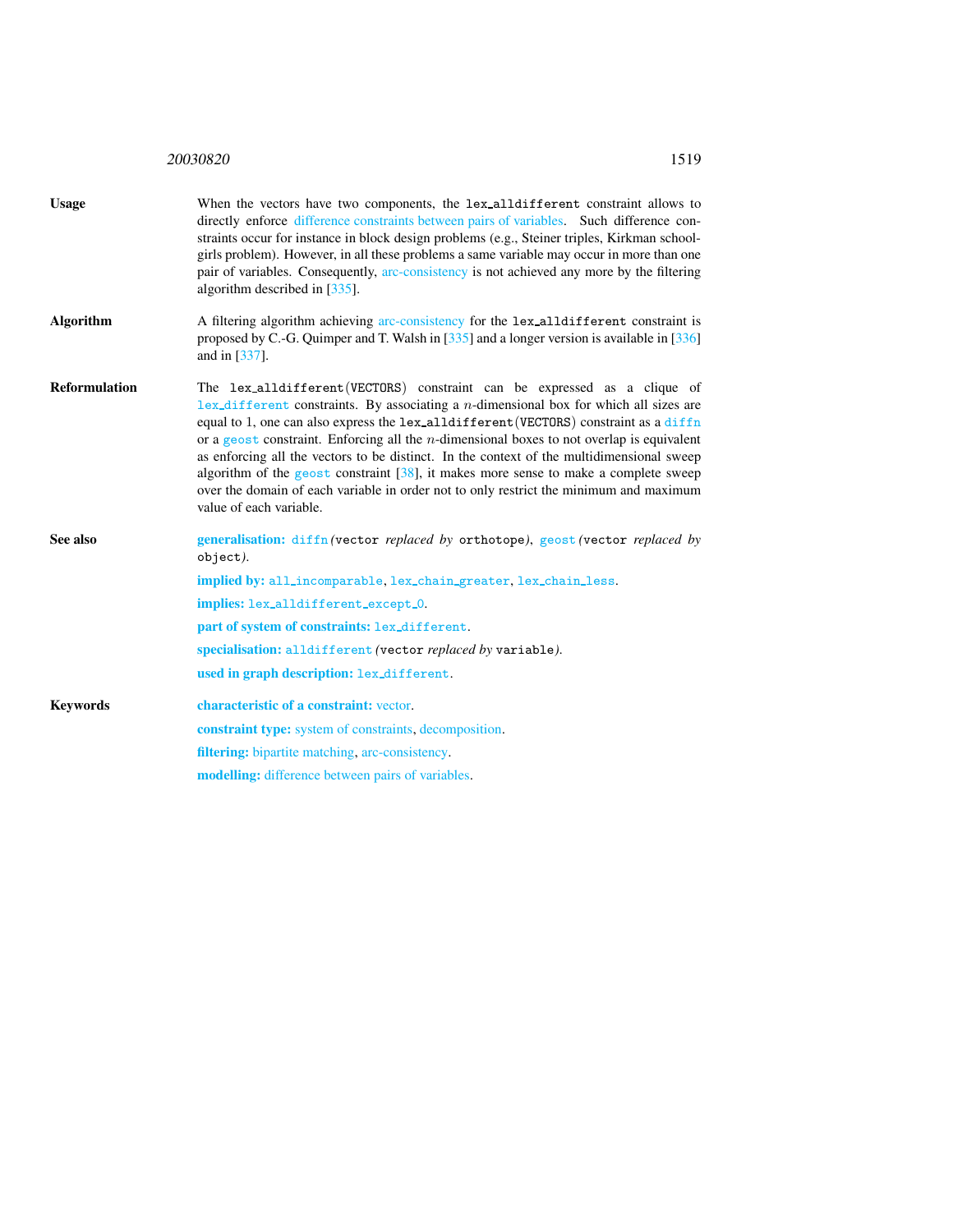**Usage**

When the vectors have two components, the lex_alldifferent constraint allows to directly enforce difference constraints between pairs of variables. Such difference constraints occur for instance in block design problems (e.g., Steiner triples, Kirkman schoolgirls problem). However, in all these problems a same variable may occur in more than one pair of variables. Consequently, arc-consistency is not achieved any more by the filtering algorithm described in [335].

**Algorithm**

A filtering algorithm achieving arc-consistency for the lex_alldifferent constraint is proposed by C.-G. Quimper and T. Walsh in [335] and a longer version is available in [336] and in [337].

**Reformulation**

The lex_alldifferent(VECTORS) constraint can be expressed as a clique of lex_different constraints. By associating a $n$-dimensional box for which all sizes are equal to 1, one can also express the lex_alldifferent(VECTORS) constraint as a diffn or a geost constraint. Enforcing all the $n$-dimensional boxes to not overlap is equivalent as enforcing all the vectors to be distinct. In the context of the multidimensional sweep algorithm of the geost constraint [38], it makes more sense to make a complete sweep over the domain of each variable in order not to only restrict the minimum and maximum value of each variable.

**See also**

**generalisation:** diffn *(*vector *replaced by* orthotope*)*, geost *(*vector *replaced by* object*)*.

**implied by:** all_incomparable, lex_chain_greater, lex_chain_less.

**implies:** lex_alldifferent_except_0.

**part of system of constraints:** lex_different.

**specialisation:** alldifferent *(*vector *replaced by* variable*)*.

**used in graph description:** lex_different.

**Keywords**

**characteristic of a constraint:** vector.

**constraint type:** system of constraints, decomposition.

**filtering:** bipartite matching, arc-consistency.

**modelling:** difference between pairs of variables.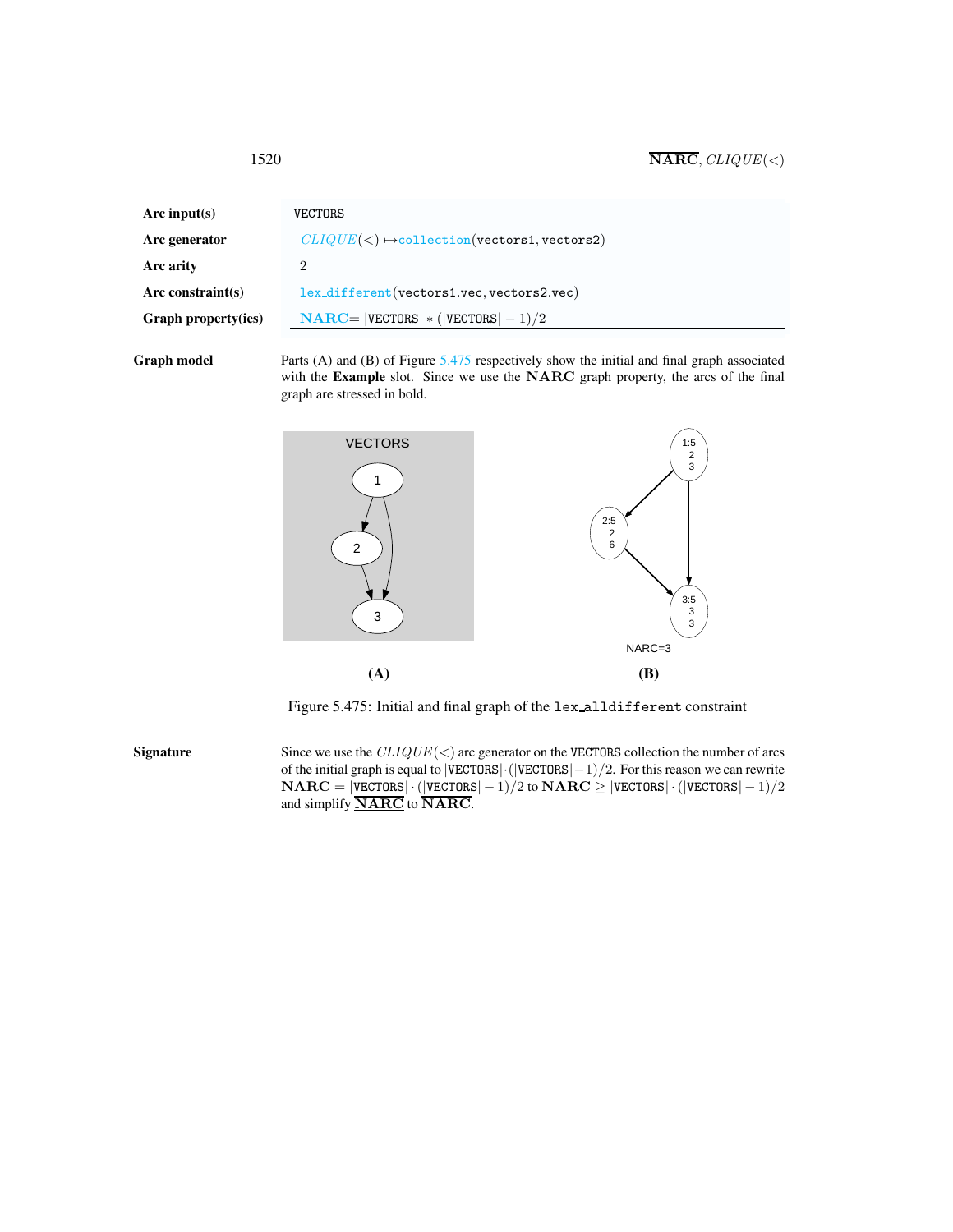| | |
|---|---|
| **Arc input(s)** | VECTORS |
| **Arc generator** | *CLIQUE*($<$) $\mapsto$collection(vectors1, vectors2) |
| **Arc arity** | 2 |
| **Arc constraint(s)** | lex_different(vectors1.vec, vectors2.vec) |
| **Graph property(ies)** | **NARC**= \|VECTORS\| * (\|VECTORS\| − 1)/2 |

**Graph model** Parts (A) and (B) of Figure 5.475 respectively show the initial and final graph associated with the **Example** slot. Since we use the **NARC** graph property, the arcs of the final graph are stressed in bold.

(A) (B)

Figure 5.475: Initial and final graph of the lex_alldifferent constraint

**Signature** Since we use the $CLIQUE(<)$ arc generator on the VECTORS collection the number of arcs of the initial graph is equal to $|\texttt{VECTORS}|\cdot(|\texttt{VECTORS}|-1)/2$. For this reason we can rewrite $\mathbf{NARC} = |\texttt{VECTORS}|\cdot(|\texttt{VECTORS}|-1)/2$ to $\mathbf{NARC} \geq |\texttt{VECTORS}|\cdot(|\texttt{VECTORS}|-1)/2$ and simplify $\underline{\overline{\mathbf{NARC}}}$ to $\overline{\mathbf{NARC}}$.